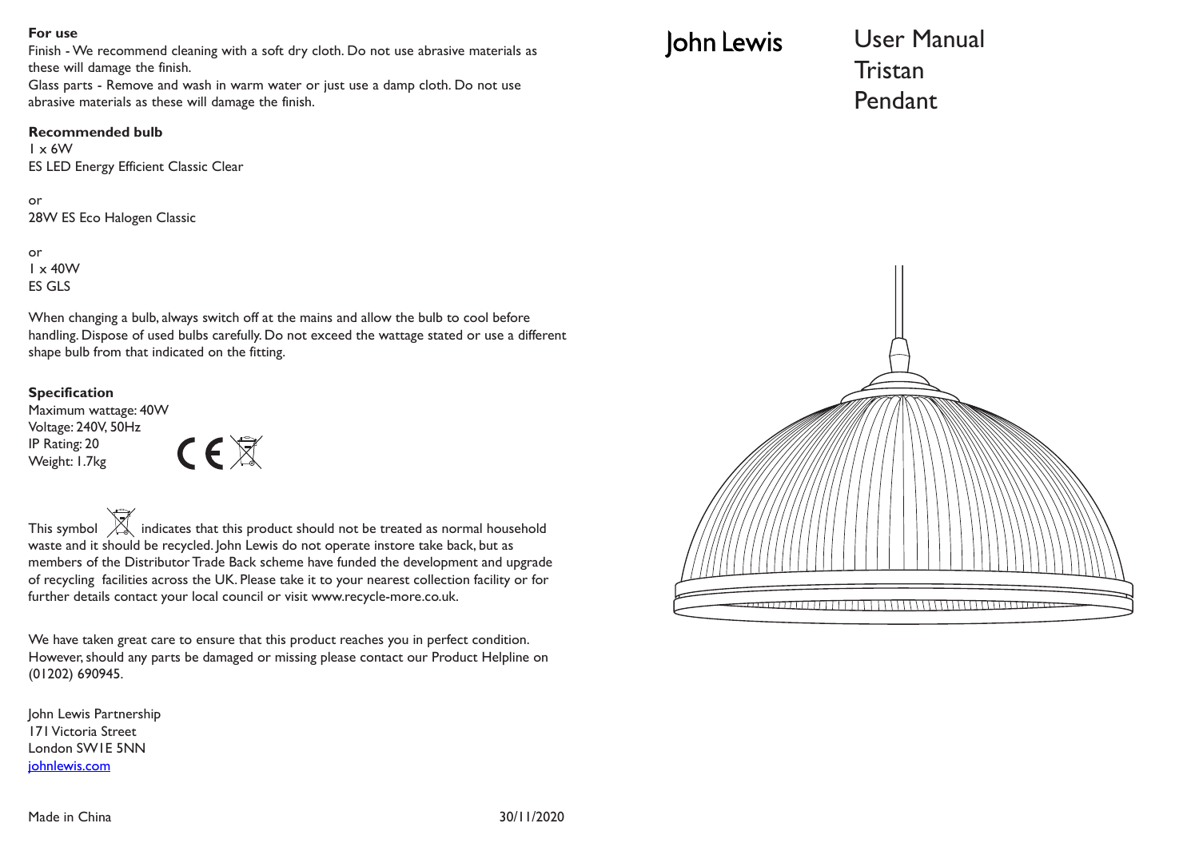# John Lewis

# User Manual
# Tristan
# Pendant

**For use**

Finish - We recommend cleaning with a soft dry cloth. Do not use abrasive materials as these will damage the finish.

Glass parts - Remove and wash in warm water or just use a damp cloth. Do not use abrasive materials as these will damage the finish.

**Recommended bulb**

1 x 6W
ES LED Energy Efficient Classic Clear

or
28W ES Eco Halogen Classic

or
1 x 40W
ES GLS

When changing a bulb, always switch off at the mains and allow the bulb to cool before handling. Dispose of used bulbs carefully. Do not exceed the wattage stated or use a different shape bulb from that indicated on the fitting.

**Specification**

Maximum wattage: 40W
Voltage: 240V, 50Hz
IP Rating: 20
Weight: 1.7kg

CE

This symbol indicates that this product should not be treated as normal household waste and it should be recycled. John Lewis do not operate instore take back, but as members of the Distributor Trade Back scheme have funded the development and upgrade of recycling facilities across the UK. Please take it to your nearest collection facility or for further details contact your local council or visit www.recycle-more.co.uk.

We have taken great care to ensure that this product reaches you in perfect condition. However, should any parts be damaged or missing please contact our Product Helpline on (01202) 690945.

John Lewis Partnership
171 Victoria Street
London SW1E 5NN
johnlewis.com

Made in China

30/11/2020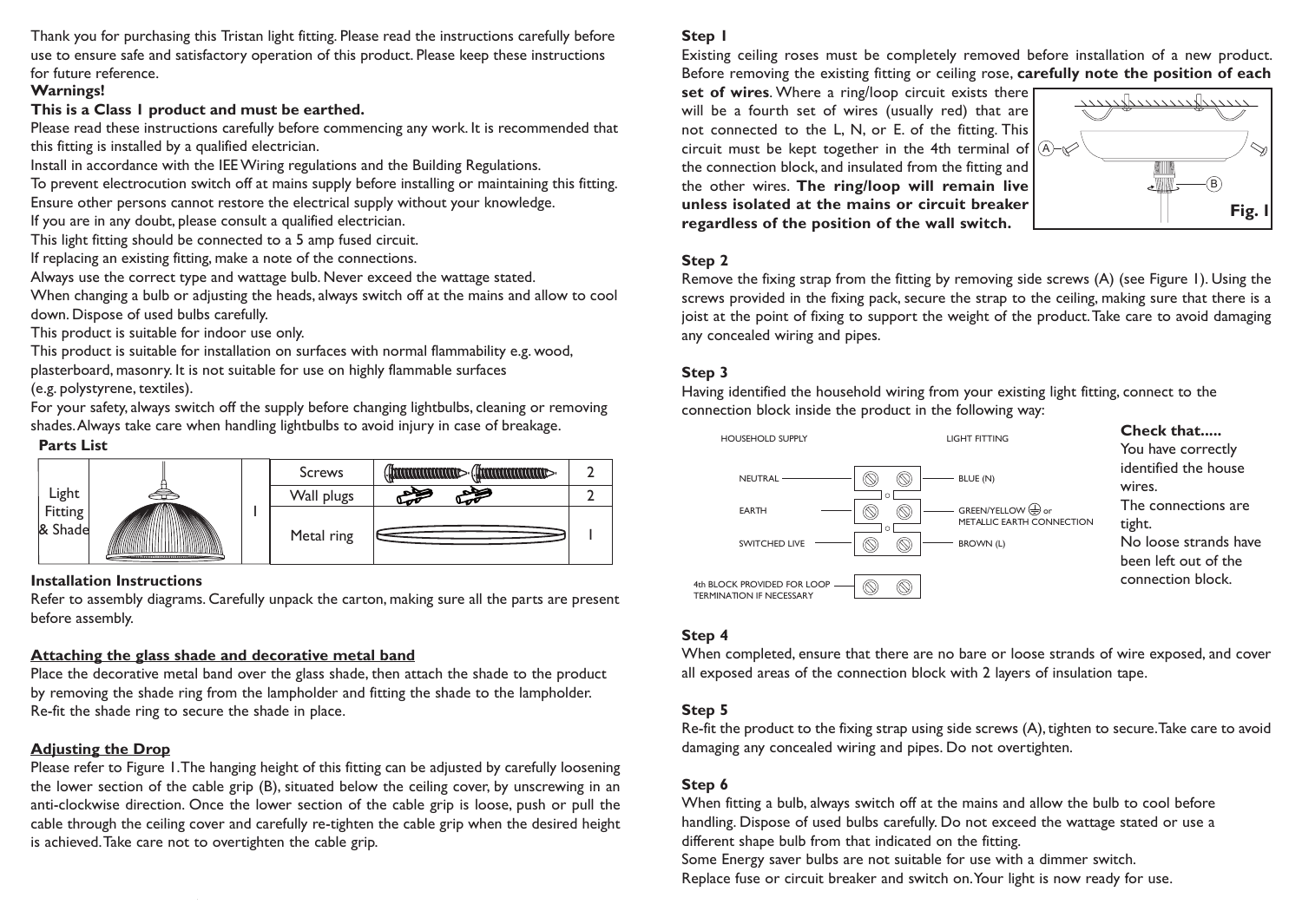Thank you for purchasing this Tristan light fitting. Please read the instructions carefully before use to ensure safe and satisfactory operation of this product. Please keep these instructions for future reference.

**Warnings!**

**This is a Class 1 product and must be earthed.**

Please read these instructions carefully before commencing any work. It is recommended that this fitting is installed by a qualified electrician.

Install in accordance with the IEE Wiring regulations and the Building Regulations.

To prevent electrocution switch off at mains supply before installing or maintaining this fitting.

Ensure other persons cannot restore the electrical supply without your knowledge.

If you are in any doubt, please consult a qualified electrician.

This light fitting should be connected to a 5 amp fused circuit.

If replacing an existing fitting, make a note of the connections.

Always use the correct type and wattage bulb. Never exceed the wattage stated.

When changing a bulb or adjusting the heads, always switch off at the mains and allow to cool down. Dispose of used bulbs carefully.

This product is suitable for indoor use only.

This product is suitable for installation on surfaces with normal flammability e.g. wood, plasterboard, masonry. It is not suitable for use on highly flammable surfaces (e.g. polystyrene, textiles).

For your safety, always switch off the supply before changing lightbulbs, cleaning or removing shades. Always take care when handling lightbulbs to avoid injury in case of breakage.

**Parts List**

| | | | | |
|---|---|---|---|---|
| Light Fitting & Shade | 1 | Screws | | 2 |
| | | Wall plugs | | 2 |
| | | Metal ring | | 1 |

**Installation Instructions**

Refer to assembly diagrams. Carefully unpack the carton, making sure all the parts are present before assembly.

**Attaching the glass shade and decorative metal band**

Place the decorative metal band over the glass shade, then attach the shade to the product by removing the shade ring from the lampholder and fitting the shade to the lampholder. Re-fit the shade ring to secure the shade in place.

**Adjusting the Drop**

Please refer to Figure 1. The hanging height of this fitting can be adjusted by carefully loosening the lower section of the cable grip (B), situated below the ceiling cover, by unscrewing in an anti-clockwise direction. Once the lower section of the cable grip is loose, push or pull the cable through the ceiling cover and carefully re-tighten the cable grip when the desired height is achieved. Take care not to overtighten the cable grip.

**Step 1**

Existing ceiling roses must be completely removed before installation of a new product. Before removing the existing fitting or ceiling rose, **carefully note the position of each set of wires**. Where a ring/loop circuit exists there will be a fourth set of wires (usually red) that are not connected to the L, N, or E. of the fitting. This circuit must be kept together in the 4th terminal of the connection block, and insulated from the fitting and the other wires. **The ring/loop will remain live unless isolated at the mains or circuit breaker regardless of the position of the wall switch.**

A

B

**Fig. 1**

**Step 2**

Remove the fixing strap from the fitting by removing side screws (A) (see Figure 1). Using the screws provided in the fixing pack, secure the strap to the ceiling, making sure that there is a joist at the point of fixing to support the weight of the product. Take care to avoid damaging any concealed wiring and pipes.

**Step 3**

Having identified the household wiring from your existing light fitting, connect to the connection block inside the product in the following way:

HOUSEHOLD SUPPLY

LIGHT FITTING

NEUTRAL — BLUE (N)

EARTH — GREEN/YELLOW ⏚ or METALLIC EARTH CONNECTION

SWITCHED LIVE — BROWN (L)

4th BLOCK PROVIDED FOR LOOP TERMINATION IF NECESSARY

**Check that.....**

You have correctly identified the house wires.

The connections are tight.

No loose strands have been left out of the connection block.

**Step 4**

When completed, ensure that there are no bare or loose strands of wire exposed, and cover all exposed areas of the connection block with 2 layers of insulation tape.

**Step 5**

Re-fit the product to the fixing strap using side screws (A), tighten to secure. Take care to avoid damaging any concealed wiring and pipes. Do not overtighten.

**Step 6**

When fitting a bulb, always switch off at the mains and allow the bulb to cool before handling. Dispose of used bulbs carefully. Do not exceed the wattage stated or use a different shape bulb from that indicated on the fitting.

Some Energy saver bulbs are not suitable for use with a dimmer switch.

Replace fuse or circuit breaker and switch on. Your light is now ready for use.